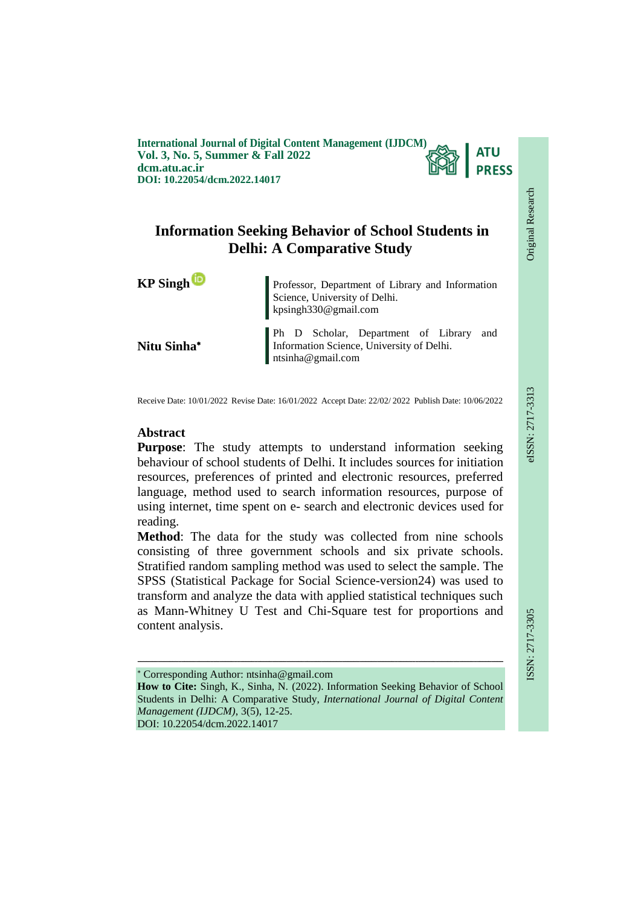# Information Seeking Behavior of School Students in Delhi: A Comparative Study

**KP Singh**

Professor, Department of Library and Information Science, University of Delhi.
kpsingh330@gmail.com

**Nitu Sinha***

Ph D Scholar, Department of Library and Information Science, University of Delhi.
ntsinha@gmail.com

Receive Date: 10/01/2022 Revise Date: 16/01/2022 Accept Date: 22/02/ 2022 Publish Date: 10/06/2022

## Abstract

**Purpose**: The study attempts to understand information seeking behaviour of school students of Delhi. It includes sources for initiation resources, preferences of printed and electronic resources, preferred language, method used to search information resources, purpose of using internet, time spent on e- search and electronic devices used for reading.

**Method**: The data for the study was collected from nine schools consisting of three government schools and six private schools. Stratified random sampling method was used to select the sample. The SPSS (Statistical Package for Social Science-version24) was used to transform and analyze the data with applied statistical techniques such as Mann-Whitney U Test and Chi-Square test for proportions and content analysis.

---

\* Corresponding Author: ntsinha@gmail.com

**How to Cite:** Singh, K., Sinha, N. (2022). Information Seeking Behavior of School Students in Delhi: A Comparative Study, *International Journal of Digital Content Management (IJDCM)*, 3(5), 12-25.
DOI: 10.22054/dcm.2022.14017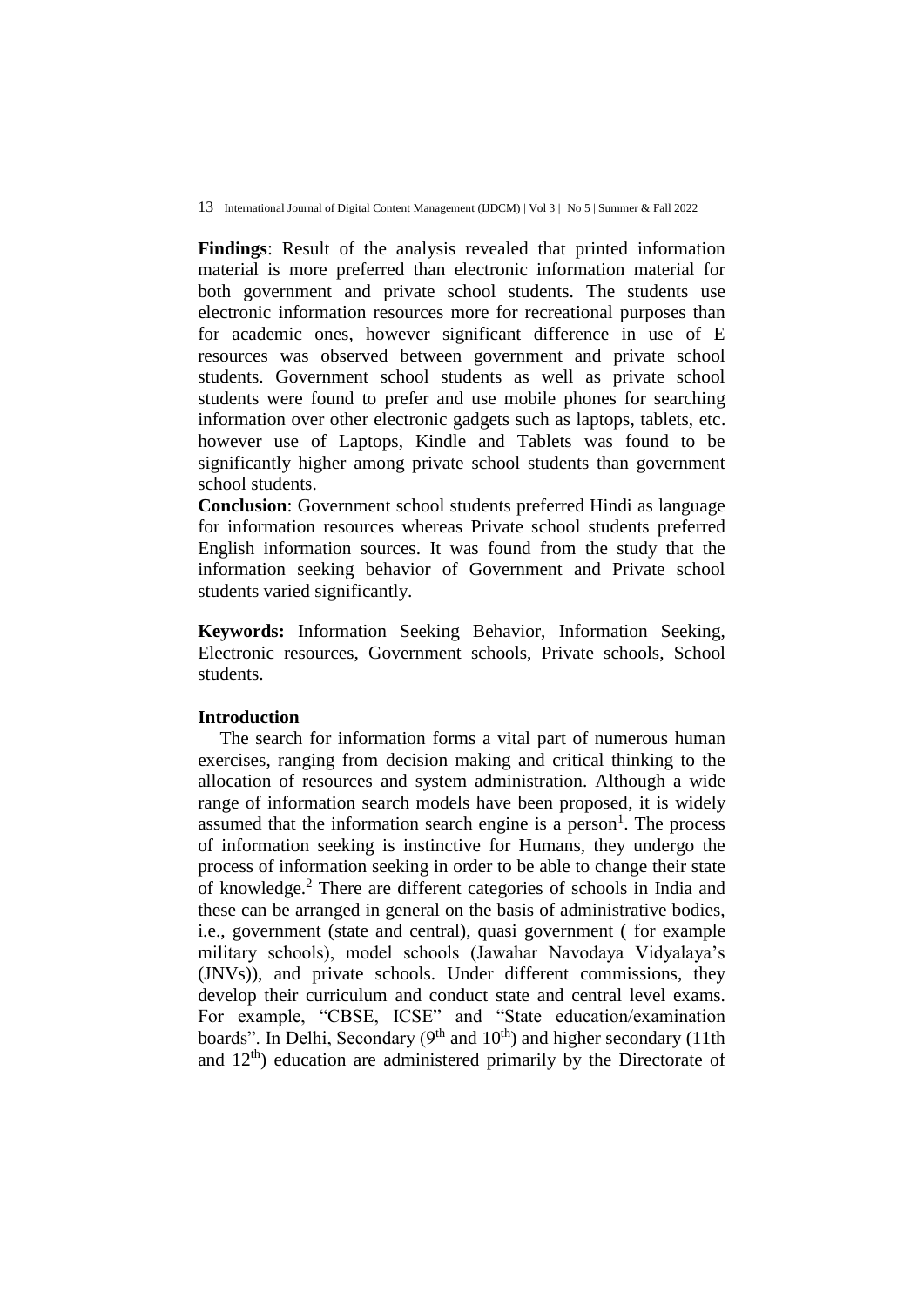**Findings**: Result of the analysis revealed that printed information material is more preferred than electronic information material for both government and private school students. The students use electronic information resources more for recreational purposes than for academic ones, however significant difference in use of E resources was observed between government and private school students. Government school students as well as private school students were found to prefer and use mobile phones for searching information over other electronic gadgets such as laptops, tablets, etc. however use of Laptops, Kindle and Tablets was found to be significantly higher among private school students than government school students.

**Conclusion**: Government school students preferred Hindi as language for information resources whereas Private school students preferred English information sources. It was found from the study that the information seeking behavior of Government and Private school students varied significantly.

**Keywords:** Information Seeking Behavior, Information Seeking, Electronic resources, Government schools, Private schools, School students.

## Introduction

The search for information forms a vital part of numerous human exercises, ranging from decision making and critical thinking to the allocation of resources and system administration. Although a wide range of information search models have been proposed, it is widely assumed that the information search engine is a person[1]. The process of information seeking is instinctive for Humans, they undergo the process of information seeking in order to be able to change their state of knowledge.[2] There are different categories of schools in India and these can be arranged in general on the basis of administrative bodies, i.e., government (state and central), quasi government ( for example military schools), model schools (Jawahar Navodaya Vidyalaya's (JNVs)), and private schools. Under different commissions, they develop their curriculum and conduct state and central level exams. For example, "CBSE, ICSE" and "State education/examination boards". In Delhi, Secondary (9th and 10th) and higher secondary (11th and 12th) education are administered primarily by the Directorate of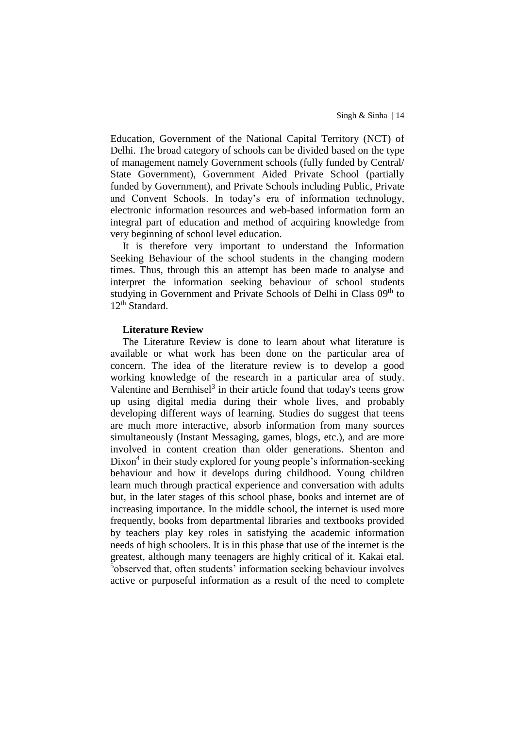Education, Government of the National Capital Territory (NCT) of Delhi. The broad category of schools can be divided based on the type of management namely Government schools (fully funded by Central/ State Government), Government Aided Private School (partially funded by Government), and Private Schools including Public, Private and Convent Schools. In today's era of information technology, electronic information resources and web-based information form an integral part of education and method of acquiring knowledge from very beginning of school level education.

It is therefore very important to understand the Information Seeking Behaviour of the school students in the changing modern times. Thus, through this an attempt has been made to analyse and interpret the information seeking behaviour of school students studying in Government and Private Schools of Delhi in Class 09th to 12th Standard.

**Literature Review**

The Literature Review is done to learn about what literature is available or what work has been done on the particular area of concern. The idea of the literature review is to develop a good working knowledge of the research in a particular area of study. Valentine and Bernhisel[3] in their article found that today's teens grow up using digital media during their whole lives, and probably developing different ways of learning. Studies do suggest that teens are much more interactive, absorb information from many sources simultaneously (Instant Messaging, games, blogs, etc.), and are more involved in content creation than older generations. Shenton and Dixon[4] in their study explored for young people's information-seeking behaviour and how it develops during childhood. Young children learn much through practical experience and conversation with adults but, in the later stages of this school phase, books and internet are of increasing importance. In the middle school, the internet is used more frequently, books from departmental libraries and textbooks provided by teachers play key roles in satisfying the academic information needs of high schoolers. It is in this phase that use of the internet is the greatest, although many teenagers are highly critical of it. Kakai etal. [5]observed that, often students' information seeking behaviour involves active or purposeful information as a result of the need to complete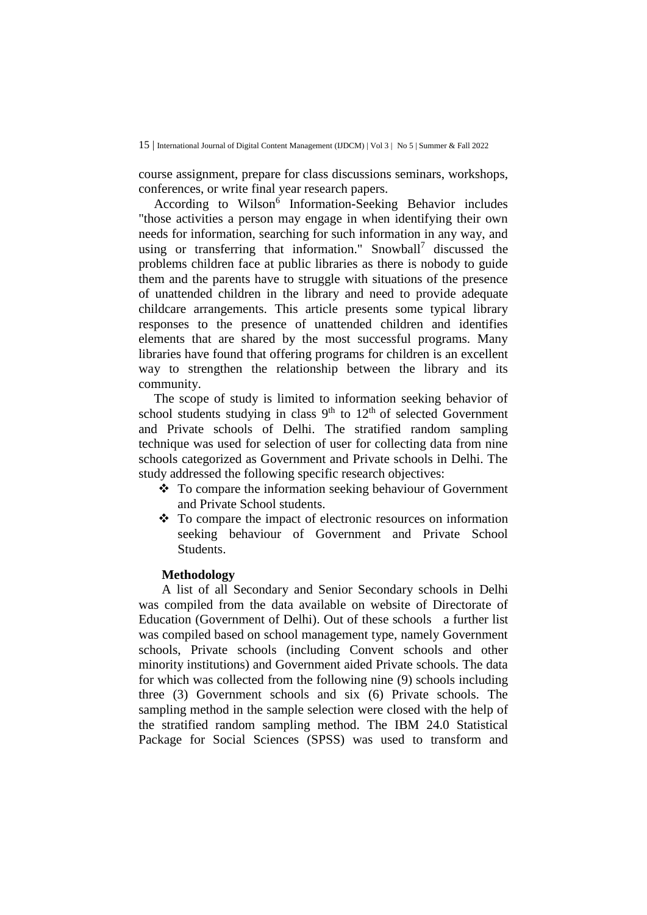course assignment, prepare for class discussions seminars, workshops, conferences, or write final year research papers.

According to Wilson[6] Information-Seeking Behavior includes "those activities a person may engage in when identifying their own needs for information, searching for such information in any way, and using or transferring that information." Snowball[7] discussed the problems children face at public libraries as there is nobody to guide them and the parents have to struggle with situations of the presence of unattended children in the library and need to provide adequate childcare arrangements. This article presents some typical library responses to the presence of unattended children and identifies elements that are shared by the most successful programs. Many libraries have found that offering programs for children is an excellent way to strengthen the relationship between the library and its community.

The scope of study is limited to information seeking behavior of school students studying in class 9th to 12th of selected Government and Private schools of Delhi. The stratified random sampling technique was used for selection of user for collecting data from nine schools categorized as Government and Private schools in Delhi. The study addressed the following specific research objectives:

- To compare the information seeking behaviour of Government and Private School students.
- To compare the impact of electronic resources on information seeking behaviour of Government and Private School Students.

**Methodology**

A list of all Secondary and Senior Secondary schools in Delhi was compiled from the data available on website of Directorate of Education (Government of Delhi). Out of these schools a further list was compiled based on school management type, namely Government schools, Private schools (including Convent schools and other minority institutions) and Government aided Private schools. The data for which was collected from the following nine (9) schools including three (3) Government schools and six (6) Private schools. The sampling method in the sample selection were closed with the help of the stratified random sampling method. The IBM 24.0 Statistical Package for Social Sciences (SPSS) was used to transform and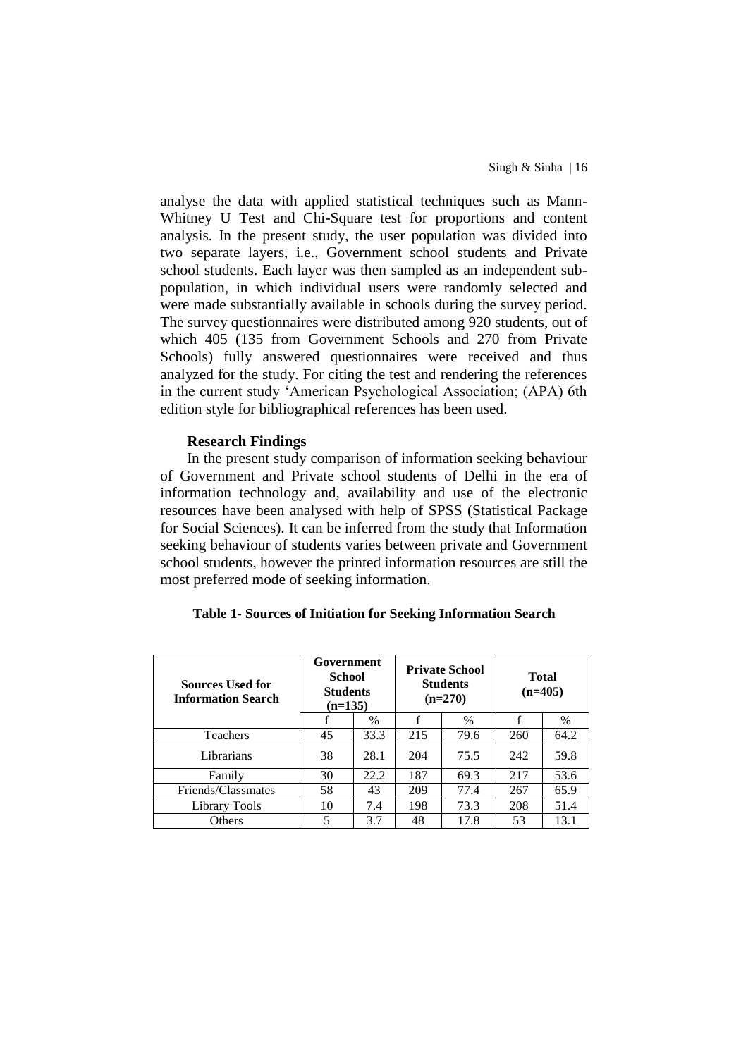analyse the data with applied statistical techniques such as Mann-Whitney U Test and Chi-Square test for proportions and content analysis. In the present study, the user population was divided into two separate layers, i.e., Government school students and Private school students. Each layer was then sampled as an independent sub-population, in which individual users were randomly selected and were made substantially available in schools during the survey period. The survey questionnaires were distributed among 920 students, out of which 405 (135 from Government Schools and 270 from Private Schools) fully answered questionnaires were received and thus analyzed for the study. For citing the test and rendering the references in the current study 'American Psychological Association; (APA) 6th edition style for bibliographical references has been used.

### Research Findings

In the present study comparison of information seeking behaviour of Government and Private school students of Delhi in the era of information technology and, availability and use of the electronic resources have been analysed with help of SPSS (Statistical Package for Social Sciences). It can be inferred from the study that Information seeking behaviour of students varies between private and Government school students, however the printed information resources are still the most preferred mode of seeking information.

**Table 1- Sources of Initiation for Seeking Information Search**

| Sources Used for Information Search | Government School Students (n=135) | | Private School Students (n=270) | | Total (n=405) | |
|---|---|---|---|---|---|---|
| | f | % | f | % | f | % |
| Teachers | 45 | 33.3 | 215 | 79.6 | 260 | 64.2 |
| Librarians | 38 | 28.1 | 204 | 75.5 | 242 | 59.8 |
| Family | 30 | 22.2 | 187 | 69.3 | 217 | 53.6 |
| Friends/Classmates | 58 | 43 | 209 | 77.4 | 267 | 65.9 |
| Library Tools | 10 | 7.4 | 198 | 73.3 | 208 | 51.4 |
| Others | 5 | 3.7 | 48 | 17.8 | 53 | 13.1 |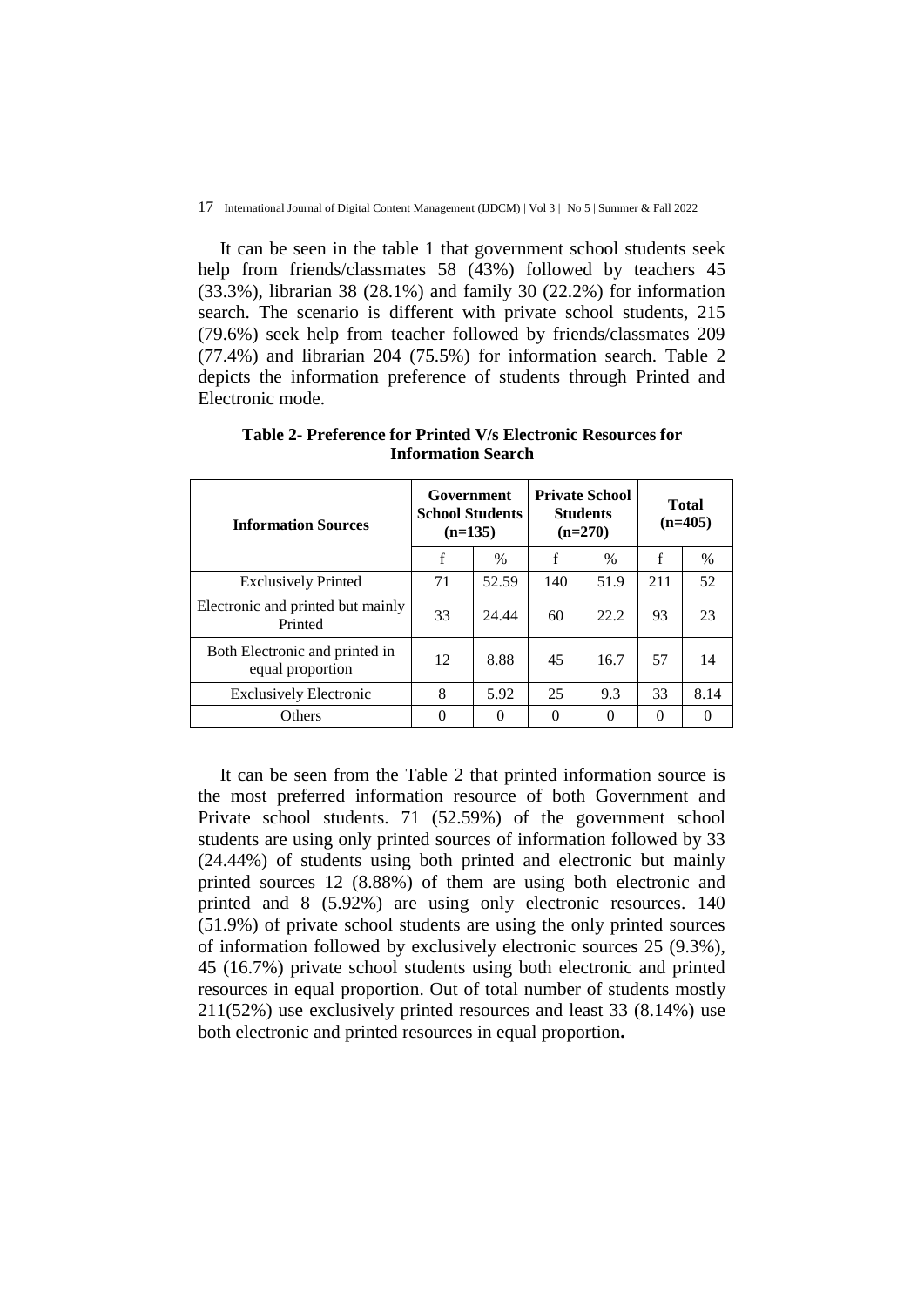It can be seen in the table 1 that government school students seek help from friends/classmates 58 (43%) followed by teachers 45 (33.3%), librarian 38 (28.1%) and family 30 (22.2%) for information search. The scenario is different with private school students, 215 (79.6%) seek help from teacher followed by friends/classmates 209 (77.4%) and librarian 204 (75.5%) for information search. Table 2 depicts the information preference of students through Printed and Electronic mode.

**Table 2- Preference for Printed V/s Electronic Resources for Information Search**

| Information Sources | Government School Students (n=135) | | Private School Students (n=270) | | Total (n=405) | |
|---|---|---|---|---|---|---|
| | f | % | f | % | f | % |
| Exclusively Printed | 71 | 52.59 | 140 | 51.9 | 211 | 52 |
| Electronic and printed but mainly Printed | 33 | 24.44 | 60 | 22.2 | 93 | 23 |
| Both Electronic and printed in equal proportion | 12 | 8.88 | 45 | 16.7 | 57 | 14 |
| Exclusively Electronic | 8 | 5.92 | 25 | 9.3 | 33 | 8.14 |
| Others | 0 | 0 | 0 | 0 | 0 | 0 |

It can be seen from the Table 2 that printed information source is the most preferred information resource of both Government and Private school students. 71 (52.59%) of the government school students are using only printed sources of information followed by 33 (24.44%) of students using both printed and electronic but mainly printed sources 12 (8.88%) of them are using both electronic and printed and 8 (5.92%) are using only electronic resources. 140 (51.9%) of private school students are using the only printed sources of information followed by exclusively electronic sources 25 (9.3%), 45 (16.7%) private school students using both electronic and printed resources in equal proportion. Out of total number of students mostly 211(52%) use exclusively printed resources and least 33 (8.14%) use both electronic and printed resources in equal proportion**.**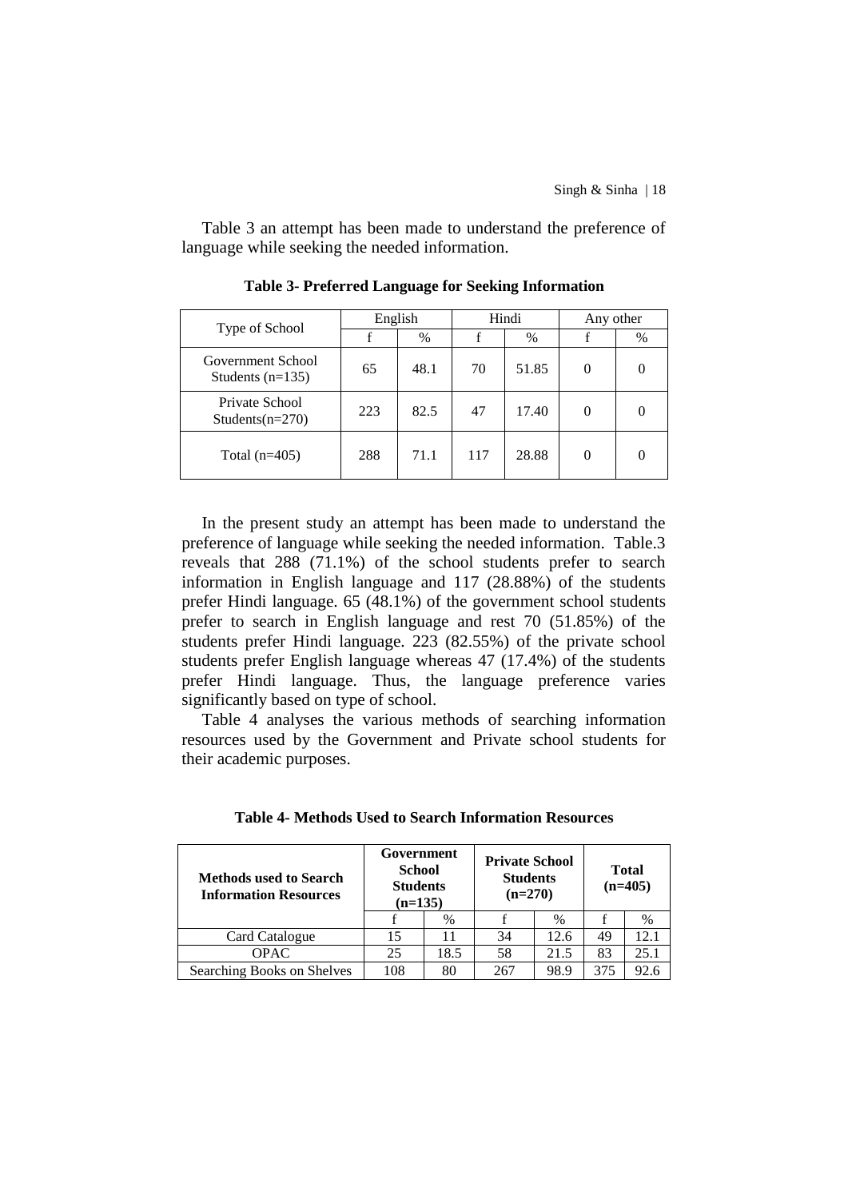Table 3 an attempt has been made to understand the preference of language while seeking the needed information.

**Table 3- Preferred Language for Seeking Information**

| Type of School | English | | Hindi | | Any other | |
|---|---|---|---|---|---|---|
| | f | % | f | % | f | % |
| Government School Students (n=135) | 65 | 48.1 | 70 | 51.85 | 0 | 0 |
| Private School Students(n=270) | 223 | 82.5 | 47 | 17.40 | 0 | 0 |
| Total (n=405) | 288 | 71.1 | 117 | 28.88 | 0 | 0 |

In the present study an attempt has been made to understand the preference of language while seeking the needed information. Table.3 reveals that 288 (71.1%) of the school students prefer to search information in English language and 117 (28.88%) of the students prefer Hindi language. 65 (48.1%) of the government school students prefer to search in English language and rest 70 (51.85%) of the students prefer Hindi language. 223 (82.55%) of the private school students prefer English language whereas 47 (17.4%) of the students prefer Hindi language. Thus, the language preference varies significantly based on type of school.

Table 4 analyses the various methods of searching information resources used by the Government and Private school students for their academic purposes.

**Table 4- Methods Used to Search Information Resources**

| Methods used to Search Information Resources | Government School Students (n=135) | | Private School Students (n=270) | | Total (n=405) | |
|---|---|---|---|---|---|---|
| | f | % | f | % | f | % |
| Card Catalogue | 15 | 11 | 34 | 12.6 | 49 | 12.1 |
| OPAC | 25 | 18.5 | 58 | 21.5 | 83 | 25.1 |
| Searching Books on Shelves | 108 | 80 | 267 | 98.9 | 375 | 92.6 |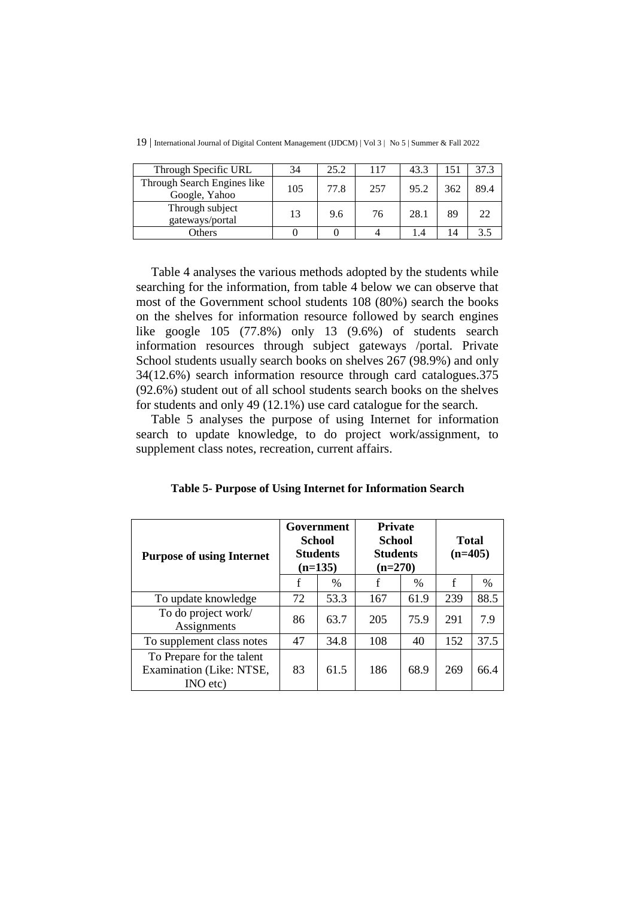| Through Specific URL | 34 | 25.2 | 117 | 43.3 | 151 | 37.3 |
|---|---|---|---|---|---|---|
| Through Search Engines like Google, Yahoo | 105 | 77.8 | 257 | 95.2 | 362 | 89.4 |
| Through subject gateways/portal | 13 | 9.6 | 76 | 28.1 | 89 | 22 |
| Others | 0 | 0 | 4 | 1.4 | 14 | 3.5 |

Table 4 analyses the various methods adopted by the students while searching for the information, from table 4 below we can observe that most of the Government school students 108 (80%) search the books on the shelves for information resource followed by search engines like google 105 (77.8%) only 13 (9.6%) of students search information resources through subject gateways /portal. Private School students usually search books on shelves 267 (98.9%) and only 34(12.6%) search information resource through card catalogues.375 (92.6%) student out of all school students search books on the shelves for students and only 49 (12.1%) use card catalogue for the search.

Table 5 analyses the purpose of using Internet for information search to update knowledge, to do project work/assignment, to supplement class notes, recreation, current affairs.

**Table 5- Purpose of Using Internet for Information Search**

| Purpose of using Internet | Government School Students (n=135) | | Private School Students (n=270) | | Total (n=405) | |
|---|---|---|---|---|---|---|
| | f | % | f | % | f | % |
| To update knowledge | 72 | 53.3 | 167 | 61.9 | 239 | 88.5 |
| To do project work/ Assignments | 86 | 63.7 | 205 | 75.9 | 291 | 7.9 |
| To supplement class notes | 47 | 34.8 | 108 | 40 | 152 | 37.5 |
| To Prepare for the talent Examination (Like: NTSE, INO etc) | 83 | 61.5 | 186 | 68.9 | 269 | 66.4 |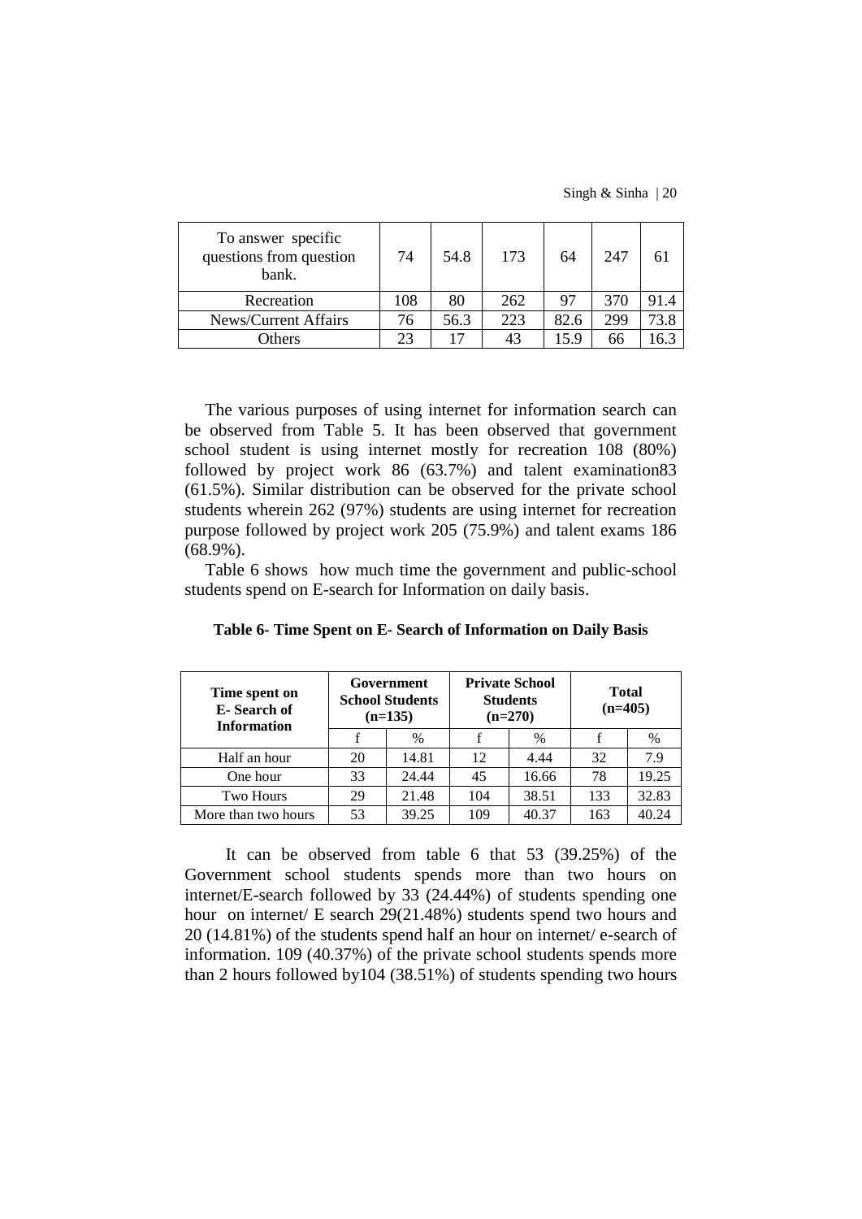| To answer specific questions from question bank. | 74 | 54.8 | 173 | 64 | 247 | 61 |
|---|---|---|---|---|---|---|
| Recreation | 108 | 80 | 262 | 97 | 370 | 91.4 |
| News/Current Affairs | 76 | 56.3 | 223 | 82.6 | 299 | 73.8 |
| Others | 23 | 17 | 43 | 15.9 | 66 | 16.3 |

The various purposes of using internet for information search can be observed from Table 5. It has been observed that government school student is using internet mostly for recreation 108 (80%) followed by project work 86 (63.7%) and talent examination83 (61.5%). Similar distribution can be observed for the private school students wherein 262 (97%) students are using internet for recreation purpose followed by project work 205 (75.9%) and talent exams 186 (68.9%).

Table 6 shows how much time the government and public-school students spend on E-search for Information on daily basis.

**Table 6- Time Spent on E- Search of Information on Daily Basis**

| Time spent on E- Search of Information | Government School Students (n=135) | | Private School Students (n=270) | | Total (n=405) | |
|---|---|---|---|---|---|---|
| | f | % | f | % | f | % |
| Half an hour | 20 | 14.81 | 12 | 4.44 | 32 | 7.9 |
| One hour | 33 | 24.44 | 45 | 16.66 | 78 | 19.25 |
| Two Hours | 29 | 21.48 | 104 | 38.51 | 133 | 32.83 |
| More than two hours | 53 | 39.25 | 109 | 40.37 | 163 | 40.24 |

It can be observed from table 6 that 53 (39.25%) of the Government school students spends more than two hours on internet/E-search followed by 33 (24.44%) of students spending one hour on internet/ E search 29(21.48%) students spend two hours and 20 (14.81%) of the students spend half an hour on internet/ e-search of information. 109 (40.37%) of the private school students spends more than 2 hours followed by104 (38.51%) of students spending two hours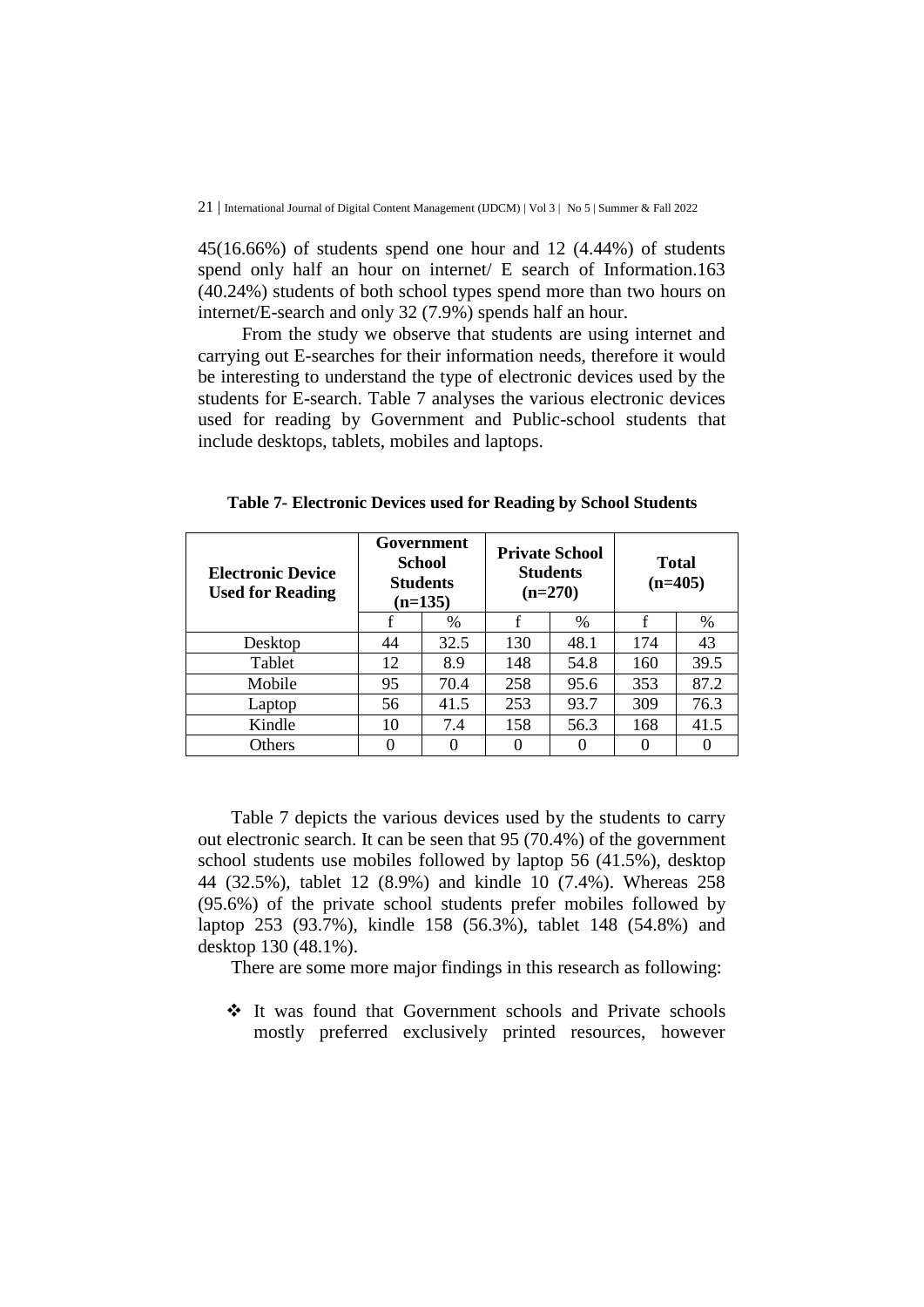45(16.66%) of students spend one hour and 12 (4.44%) of students spend only half an hour on internet/ E search of Information.163 (40.24%) students of both school types spend more than two hours on internet/E-search and only 32 (7.9%) spends half an hour.

From the study we observe that students are using internet and carrying out E-searches for their information needs, therefore it would be interesting to understand the type of electronic devices used by the students for E-search. Table 7 analyses the various electronic devices used for reading by Government and Public-school students that include desktops, tablets, mobiles and laptops.

**Table 7- Electronic Devices used for Reading by School Students**

| Electronic Device Used for Reading | Government School Students (n=135) | | Private School Students (n=270) | | Total (n=405) | |
|---|---|---|---|---|---|---|
| | f | % | f | % | f | % |
| Desktop | 44 | 32.5 | 130 | 48.1 | 174 | 43 |
| Tablet | 12 | 8.9 | 148 | 54.8 | 160 | 39.5 |
| Mobile | 95 | 70.4 | 258 | 95.6 | 353 | 87.2 |
| Laptop | 56 | 41.5 | 253 | 93.7 | 309 | 76.3 |
| Kindle | 10 | 7.4 | 158 | 56.3 | 168 | 41.5 |
| Others | 0 | 0 | 0 | 0 | 0 | 0 |

Table 7 depicts the various devices used by the students to carry out electronic search. It can be seen that 95 (70.4%) of the government school students use mobiles followed by laptop 56 (41.5%), desktop 44 (32.5%), tablet 12 (8.9%) and kindle 10 (7.4%). Whereas 258 (95.6%) of the private school students prefer mobiles followed by laptop 253 (93.7%), kindle 158 (56.3%), tablet 148 (54.8%) and desktop 130 (48.1%).

There are some more major findings in this research as following:

- It was found that Government schools and Private schools mostly preferred exclusively printed resources, however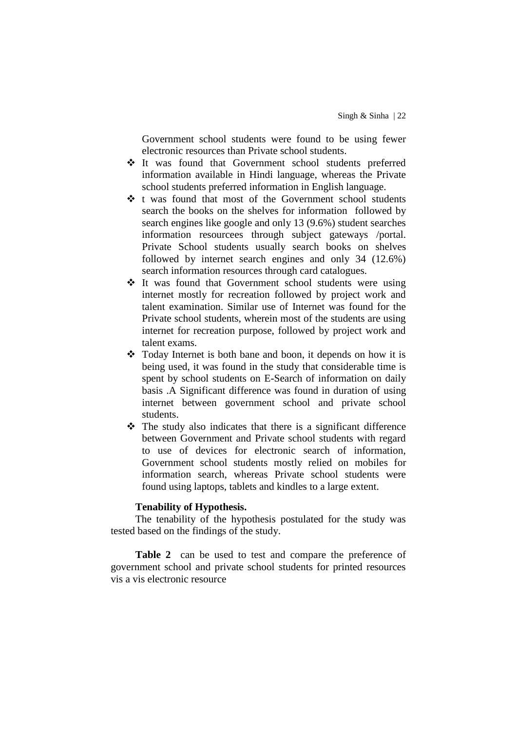Government school students were found to be using fewer electronic resources than Private school students.

- It was found that Government school students preferred information available in Hindi language, whereas the Private school students preferred information in English language.
- t was found that most of the Government school students search the books on the shelves for information followed by search engines like google and only 13 (9.6%) student searches information resourcees through subject gateways /portal. Private School students usually search books on shelves followed by internet search engines and only 34 (12.6%) search information resources through card catalogues.
- It was found that Government school students were using internet mostly for recreation followed by project work and talent examination. Similar use of Internet was found for the Private school students, wherein most of the students are using internet for recreation purpose, followed by project work and talent exams.
- Today Internet is both bane and boon, it depends on how it is being used, it was found in the study that considerable time is spent by school students on E-Search of information on daily basis .A Significant difference was found in duration of using internet between government school and private school students.
- The study also indicates that there is a significant difference between Government and Private school students with regard to use of devices for electronic search of information, Government school students mostly relied on mobiles for information search, whereas Private school students were found using laptops, tablets and kindles to a large extent.

**Tenability of Hypothesis.**

The tenability of the hypothesis postulated for the study was tested based on the findings of the study.

**Table 2** can be used to test and compare the preference of government school and private school students for printed resources vis a vis electronic resource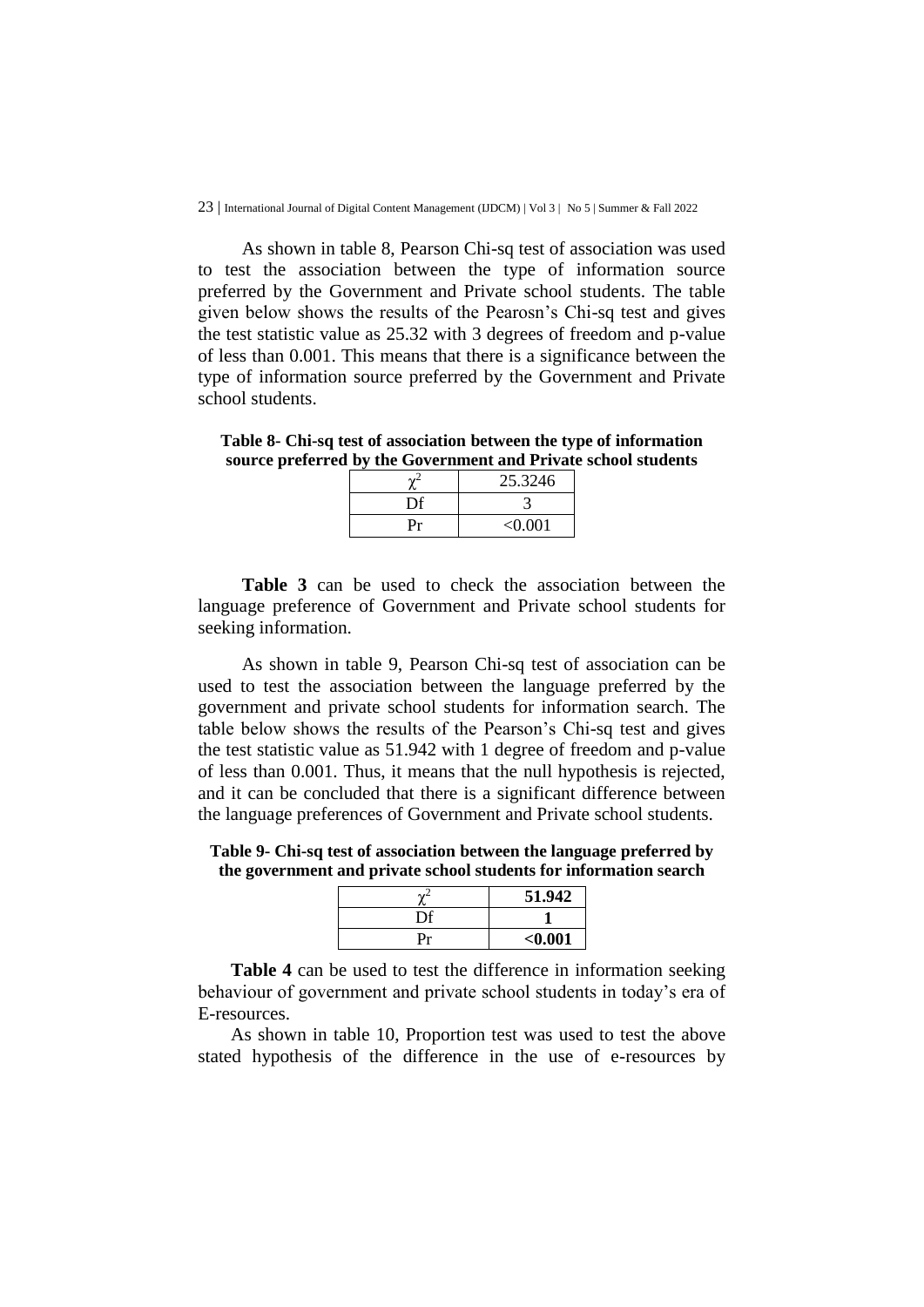As shown in table 8, Pearson Chi-sq test of association was used to test the association between the type of information source preferred by the Government and Private school students. The table given below shows the results of the Pearosn's Chi-sq test and gives the test statistic value as 25.32 with 3 degrees of freedom and p-value of less than 0.001. This means that there is a significance between the type of information source preferred by the Government and Private school students.

**Table 8- Chi-sq test of association between the type of information source preferred by the Government and Private school students**

| $\chi^2$ | 25.3246 |
|---|---|
| Df | 3 |
| Pr | <0.001 |

**Table 3** can be used to check the association between the language preference of Government and Private school students for seeking information.

As shown in table 9, Pearson Chi-sq test of association can be used to test the association between the language preferred by the government and private school students for information search. The table below shows the results of the Pearson's Chi-sq test and gives the test statistic value as 51.942 with 1 degree of freedom and p-value of less than 0.001. Thus, it means that the null hypothesis is rejected, and it can be concluded that there is a significant difference between the language preferences of Government and Private school students.

**Table 9- Chi-sq test of association between the language preferred by the government and private school students for information search**

| $\chi^2$ | **51.942** |
|---|---|
| Df | **1** |
| Pr | **<0.001** |

**Table 4** can be used to test the difference in information seeking behaviour of government and private school students in today's era of E-resources.

As shown in table 10, Proportion test was used to test the above stated hypothesis of the difference in the use of e-resources by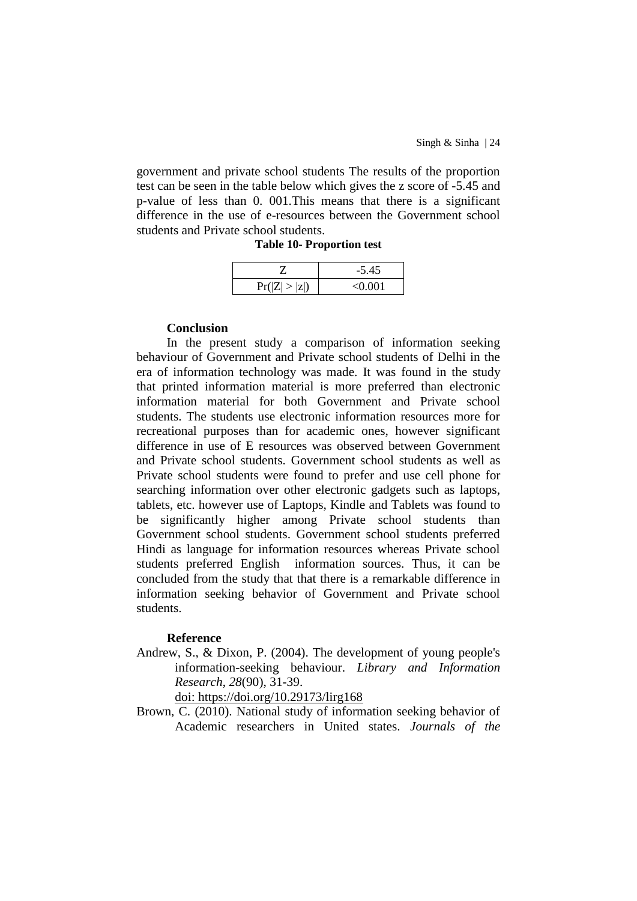government and private school students The results of the proportion test can be seen in the table below which gives the z score of -5.45 and p-value of less than 0. 001.This means that there is a significant difference in the use of e-resources between the Government school students and Private school students.

**Table 10- Proportion test**

| Z | -5.45 |
|---|---|
| $Pr(\|Z\| > \|z\|)$ | <0.001 |

## Conclusion

In the present study a comparison of information seeking behaviour of Government and Private school students of Delhi in the era of information technology was made. It was found in the study that printed information material is more preferred than electronic information material for both Government and Private school students. The students use electronic information resources more for recreational purposes than for academic ones, however significant difference in use of E resources was observed between Government and Private school students. Government school students as well as Private school students were found to prefer and use cell phone for searching information over other electronic gadgets such as laptops, tablets, etc. however use of Laptops, Kindle and Tablets was found to be significantly higher among Private school students than Government school students. Government school students preferred Hindi as language for information resources whereas Private school students preferred English information sources. Thus, it can be concluded from the study that that there is a remarkable difference in information seeking behavior of Government and Private school students.

## Reference

Andrew, S., & Dixon, P. (2004). The development of young people's information-seeking behaviour. *Library and Information Research*, *28*(90), 31-39. doi: https://doi.org/10.29173/lirg168

Brown, C. (2010). National study of information seeking behavior of Academic researchers in United states. *Journals of the*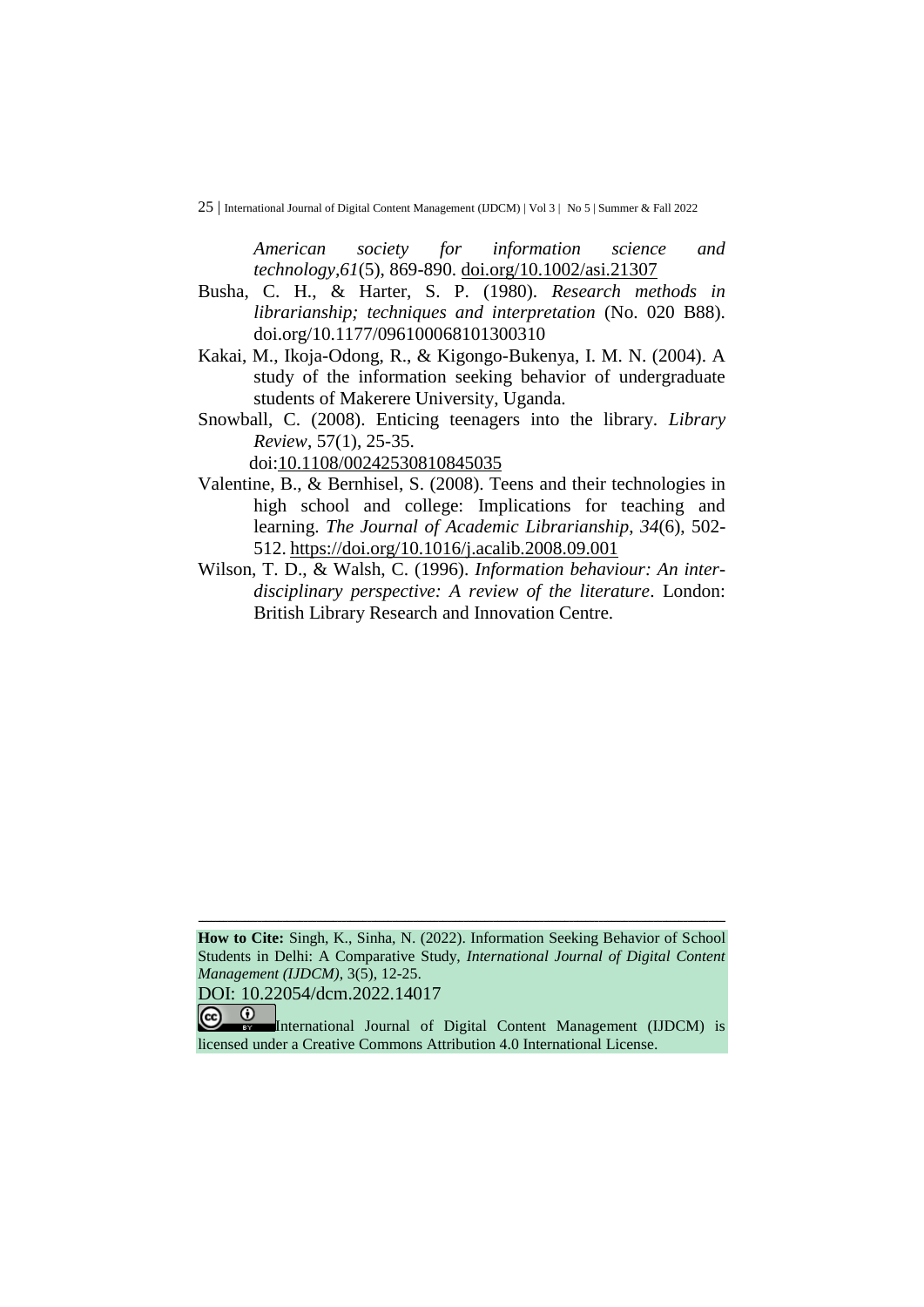*American society for information science and technology*,*61*(5), 869-890. doi.org/10.1002/asi.21307

Busha, C. H., & Harter, S. P. (1980). *Research methods in librarianship; techniques and interpretation* (No. 020 B88). doi.org/10.1177/096100068101300310

Kakai, M., Ikoja-Odong, R., & Kigongo-Bukenya, I. M. N. (2004). A study of the information seeking behavior of undergraduate students of Makerere University, Uganda.

Snowball, C. (2008). Enticing teenagers into the library. *Library Review*, 57(1), 25-35. doi:10.1108/00242530810845035

Valentine, B., & Bernhisel, S. (2008). Teens and their technologies in high school and college: Implications for teaching and learning. *The Journal of Academic Librarianship*, *34*(6), 502-512. https://doi.org/10.1016/j.acalib.2008.09.001

Wilson, T. D., & Walsh, C. (1996). *Information behaviour: An inter-disciplinary perspective: A review of the literature*. London: British Library Research and Innovation Centre.

---

**How to Cite:** Singh, K., Sinha, N. (2022). Information Seeking Behavior of School Students in Delhi: A Comparative Study, *International Journal of Digital Content Management (IJDCM)*, 3(5), 12-25.

DOI: 10.22054/dcm.2022.14017

International Journal of Digital Content Management (IJDCM) is licensed under a Creative Commons Attribution 4.0 International License.